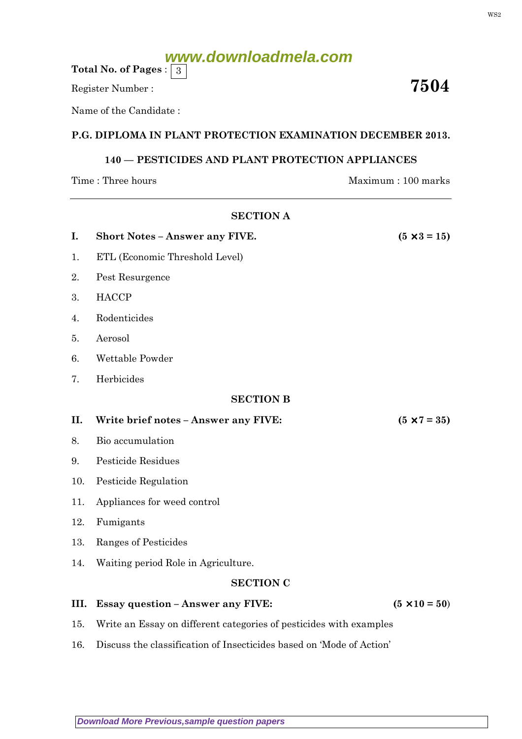Total No. of Pages : 3

Register Number :

# 7504

Name of the Candidate :

## P.G. DIPLOMA IN PLANT PROTECTION EXAMINATION DECEMBER 2013.

### 140 — PESTICIDES AND PLANT PROTECTION APPLIANCES

Time : Three hours | Maximum : 100 marks

---

### SECTION A

**I. Short Notes – Answer any FIVE.** **(5 × 3 = 15)**

1. ETL (Economic Threshold Level)
2. Pest Resurgence
3. HACCP
4. Rodenticides
5. Aerosol
6. Wettable Powder
7. Herbicides

### SECTION B

**II. Write brief notes – Answer any FIVE:** **(5 × 7 = 35)**

8. Bio accumulation
9. Pesticide Residues
10. Pesticide Regulation
11. Appliances for weed control
12. Fumigants
13. Ranges of Pesticides
14. Waiting period Role in Agriculture.

### SECTION C

**III. Essay question – Answer any FIVE:** **(5 × 10 = 50)**

15. Write an Essay on different categories of pesticides with examples
16. Discuss the classification of Insecticides based on 'Mode of Action'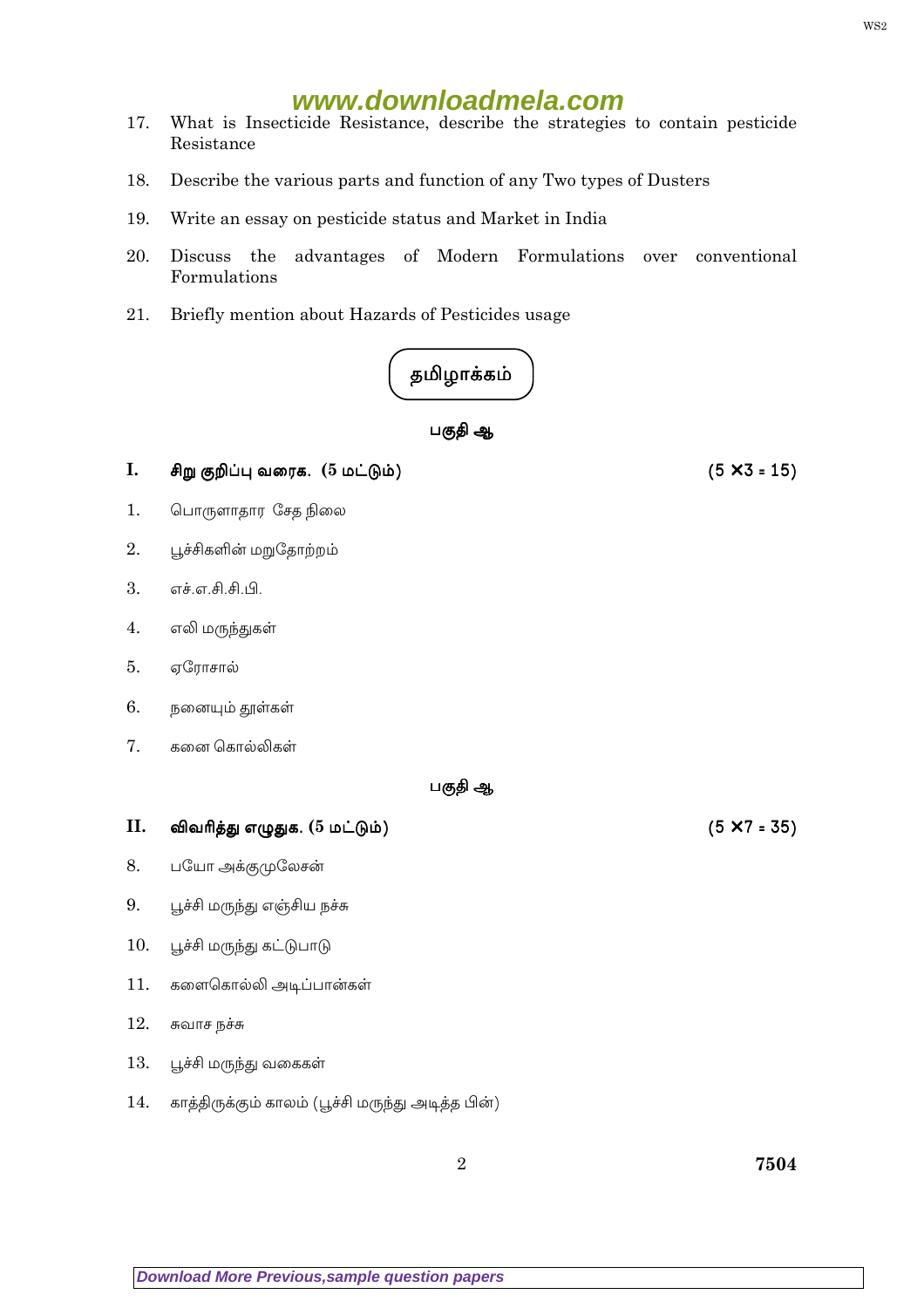17. What is Insecticide Resistance, describe the strategies to contain pesticide Resistance

18. Describe the various parts and function of any Two types of Dusters

19. Write an essay on pesticide status and Market in India

20. Discuss the advantages of Modern Formulations over conventional Formulations

21. Briefly mention about Hazards of Pesticides usage

## தமிழாக்கம்

### பகுதி ஆ

**I. சிறு குறிப்பு வரைக. (5 மட்டும்)** (5 ×3 = 15)

1. பொருளாதார சேத நிலை

2. பூச்சிகளின் மறுதோற்றம்

3. எச்.எ.சி.சி.பி.

4. எலி மருந்துகள்

5. ஏரோசால்

6. நனையும் தூள்கள்

7. களை கொல்லிகள்

### பகுதி ஆ

**II. விவரித்து எழுதுக. (5 மட்டும்)** (5 ×7 = 35)

8. பயோ அக்குமுலேசன்

9. பூச்சி மருந்து எஞ்சிய நச்சு

10. பூச்சி மருந்து கட்டுபாடு

11. களைகொல்லி அடிப்பான்கள்

12. சுவாச நச்சு

13. பூச்சி மருந்து வகைகள்

14. காத்திருக்கும் காலம் (பூச்சி மருந்து அடித்த பின்)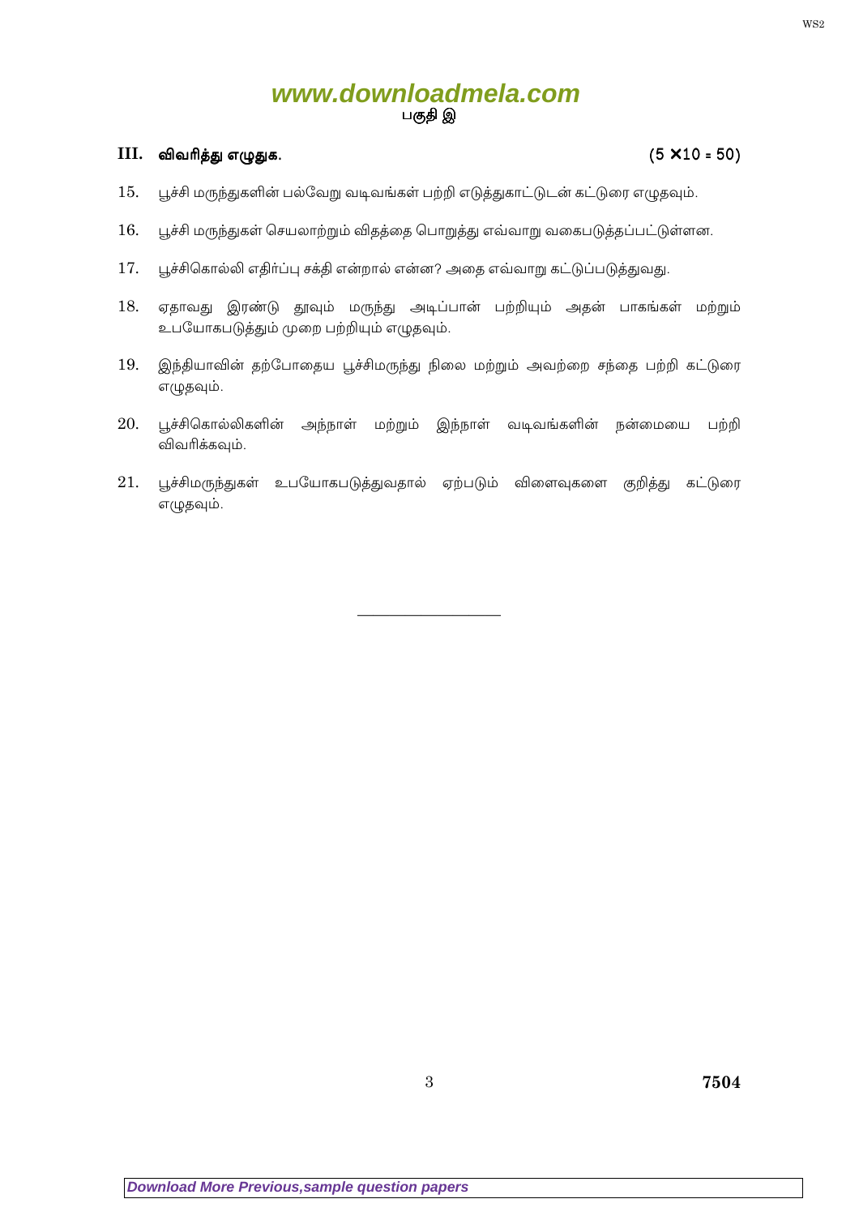பகுதி இ

## III. விவரித்து எழுதுக. (5 × 10 = 50)

15. பூச்சி மருந்துகளின் பல்வேறு வடிவங்கள் பற்றி எடுத்துகாட்டுடன் கட்டுரை எழுதவும்.

16. பூச்சி மருந்துகள் செயலாற்றும் விதத்தை பொறுத்து எவ்வாறு வகைபடுத்தப்பட்டுள்ளன.

17. பூச்சிகொல்லி எதிர்ப்பு சக்தி என்றால் என்ன? அதை எவ்வாறு கட்டுப்படுத்துவது.

18. ஏதாவது இரண்டு தூவும் மருந்து அடிப்பான் பற்றியும் அதன் பாகங்கள் மற்றும் உபயோகபடுத்தும் முறை பற்றியும் எழுதவும்.

19. இந்தியாவின் தற்போதைய பூச்சிமருந்து நிலை மற்றும் அவற்றை சந்தை பற்றி கட்டுரை எழுதவும்.

20. பூச்சிகொல்லிகளின் அந்நாள் மற்றும் இந்நாள் வடிவங்களின் நன்மையை பற்றி விவரிக்கவும்.

21. பூச்சிமருந்துகள் உபயோகபடுத்துவதால் ஏற்படும் விளைவுகளை குறித்து கட்டுரை எழுதவும்.

---